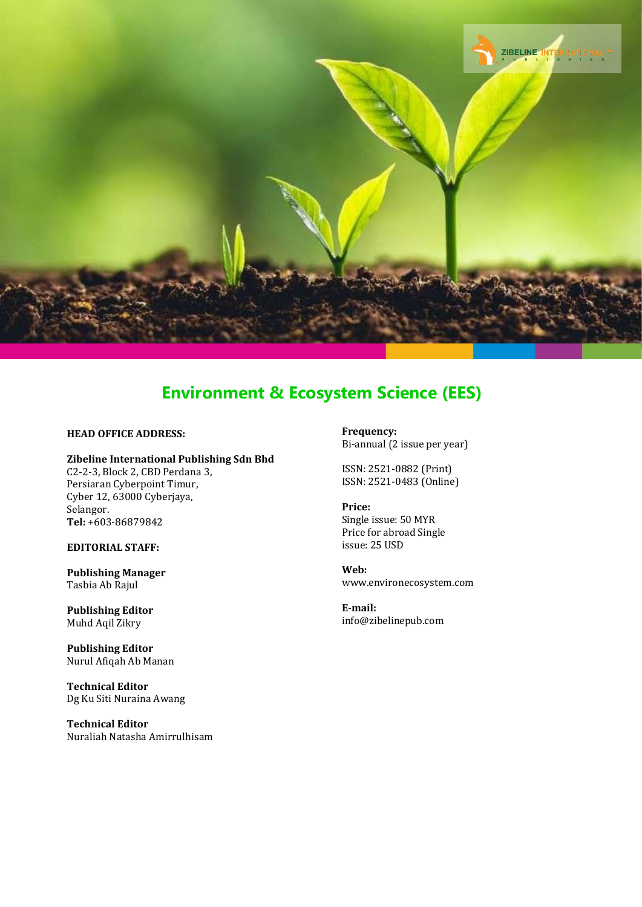# Environment & Ecosystem Science (EES)

**HEAD OFFICE ADDRESS:**

**Zibeline International Publishing Sdn Bhd**
C2-2-3, Block 2, CBD Perdana 3,
Persiaran Cyberpoint Timur,
Cyber 12, 63000 Cyberjaya,
Selangor.
**Tel:** +603-86879842

**EDITORIAL STAFF:**

**Publishing Manager**
Tasbia Ab Rajul

**Publishing Editor**
Muhd Aqil Zikry

**Publishing Editor**
Nurul Afiqah Ab Manan

**Technical Editor**
Dg Ku Siti Nuraina Awang

**Technical Editor**
Nuraliah Natasha Amirrulhisam

**Frequency:**
Bi-annual (2 issue per year)

ISSN: 2521-0882 (Print)
ISSN: 2521-0483 (Online)

**Price:**
Single issue: 50 MYR
Price for abroad Single issue: 25 USD

**Web:**
www.environecosystem.com

**E-mail:**
info@zibelinepub.com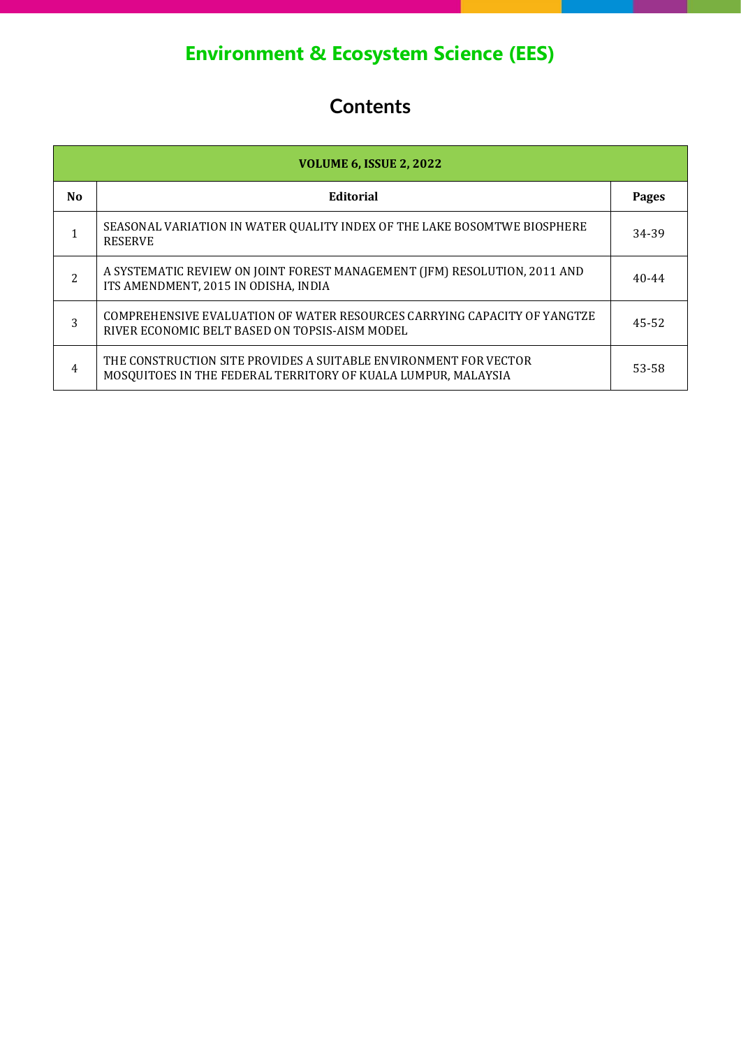# Environment & Ecosystem Science (EES)

## Contents

| VOLUME 6, ISSUE 2, 2022 | | |
|---|---|---|
| **No** | **Editorial** | **Pages** |
| 1 | SEASONAL VARIATION IN WATER QUALITY INDEX OF THE LAKE BOSOMTWE BIOSPHERE RESERVE | 34-39 |
| 2 | A SYSTEMATIC REVIEW ON JOINT FOREST MANAGEMENT (JFM) RESOLUTION, 2011 AND ITS AMENDMENT, 2015 IN ODISHA, INDIA | 40-44 |
| 3 | COMPREHENSIVE EVALUATION OF WATER RESOURCES CARRYING CAPACITY OF YANGTZE RIVER ECONOMIC BELT BASED ON TOPSIS-AISM MODEL | 45-52 |
| 4 | THE CONSTRUCTION SITE PROVIDES A SUITABLE ENVIRONMENT FOR VECTOR MOSQUITOES IN THE FEDERAL TERRITORY OF KUALA LUMPUR, MALAYSIA | 53-58 |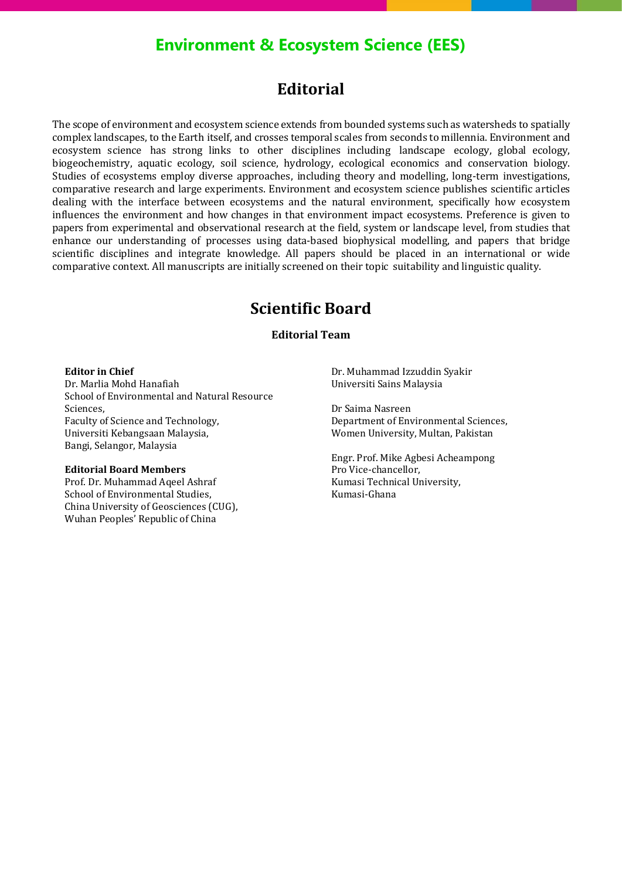# Environment & Ecosystem Science (EES)

## Editorial

The scope of environment and ecosystem science extends from bounded systems such as watersheds to spatially complex landscapes, to the Earth itself, and crosses temporal scales from seconds to millennia. Environment and ecosystem science has strong links to other disciplines including landscape ecology, global ecology, biogeochemistry, aquatic ecology, soil science, hydrology, ecological economics and conservation biology. Studies of ecosystems employ diverse approaches, including theory and modelling, long-term investigations, comparative research and large experiments. Environment and ecosystem science publishes scientific articles dealing with the interface between ecosystems and the natural environment, specifically how ecosystem influences the environment and how changes in that environment impact ecosystems. Preference is given to papers from experimental and observational research at the field, system or landscape level, from studies that enhance our understanding of processes using data-based biophysical modelling, and papers that bridge scientific disciplines and integrate knowledge. All papers should be placed in an international or wide comparative context. All manuscripts are initially screened on their topic suitability and linguistic quality.

## Scientific Board

### Editorial Team

**Editor in Chief**
Dr. Marlia Mohd Hanafiah
School of Environmental and Natural Resource Sciences,
Faculty of Science and Technology,
Universiti Kebangsaan Malaysia,
Bangi, Selangor, Malaysia

**Editorial Board Members**
Prof. Dr. Muhammad Aqeel Ashraf
School of Environmental Studies,
China University of Geosciences (CUG),
Wuhan Peoples' Republic of China

Dr. Muhammad Izzuddin Syakir
Universiti Sains Malaysia

Dr Saima Nasreen
Department of Environmental Sciences,
Women University, Multan, Pakistan

Engr. Prof. Mike Agbesi Acheampong
Pro Vice-chancellor,
Kumasi Technical University,
Kumasi-Ghana